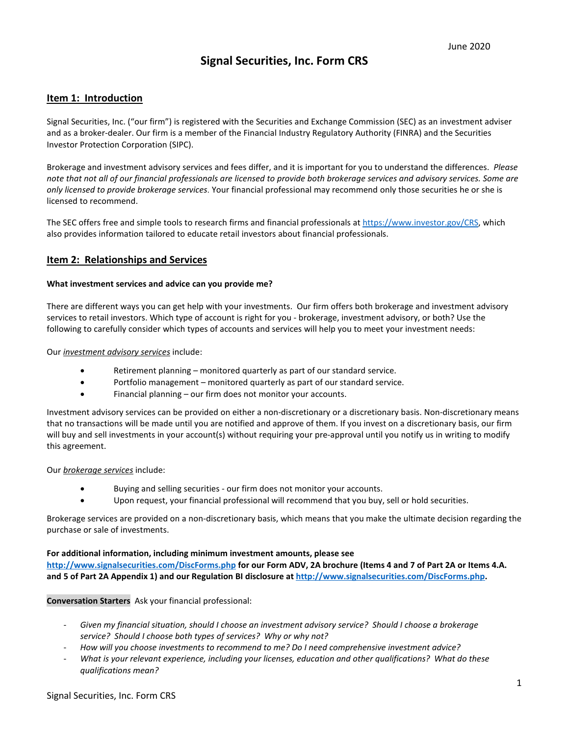June 2020

# Signal Securities, Inc. Form CRS

## Item 1: Introduction

Signal Securities, Inc. ("our firm") is registered with the Securities and Exchange Commission (SEC) as an investment adviser and as a broker-dealer. Our firm is a member of the Financial Industry Regulatory Authority (FINRA) and the Securities Investor Protection Corporation (SIPC).

Brokerage and investment advisory services and fees differ, and it is important for you to understand the differences. *Please note that not all of our financial professionals are licensed to provide both brokerage services and advisory services. Some are only licensed to provide brokerage services*. Your financial professional may recommend only those securities he or she is licensed to recommend.

The SEC offers free and simple tools to research firms and financial professionals at https://www.investor.gov/CRS, which also provides information tailored to educate retail investors about financial professionals.

## Item 2: Relationships and Services

**What investment services and advice can you provide me?**

There are different ways you can get help with your investments. Our firm offers both brokerage and investment advisory services to retail investors. Which type of account is right for you - brokerage, investment advisory, or both? Use the following to carefully consider which types of accounts and services will help you to meet your investment needs:

Our *investment advisory services* include:

- Retirement planning – monitored quarterly as part of our standard service.
- Portfolio management – monitored quarterly as part of our standard service.
- Financial planning – our firm does not monitor your accounts.

Investment advisory services can be provided on either a non-discretionary or a discretionary basis. Non-discretionary means that no transactions will be made until you are notified and approve of them. If you invest on a discretionary basis, our firm will buy and sell investments in your account(s) without requiring your pre-approval until you notify us in writing to modify this agreement.

Our *brokerage services* include:

- Buying and selling securities - our firm does not monitor your accounts.
- Upon request, your financial professional will recommend that you buy, sell or hold securities.

Brokerage services are provided on a non-discretionary basis, which means that you make the ultimate decision regarding the purchase or sale of investments.

**For additional information, including minimum investment amounts, please see http://www.signalsecurities.com/DiscForms.php for our Form ADV, 2A brochure (Items 4 and 7 of Part 2A or Items 4.A. and 5 of Part 2A Appendix 1) and our Regulation BI disclosure at http://www.signalsecurities.com/DiscForms.php.**

**Conversation Starters** Ask your financial professional:

- *Given my financial situation, should I choose an investment advisory service? Should I choose a brokerage service? Should I choose both types of services? Why or why not?*
- *How will you choose investments to recommend to me? Do I need comprehensive investment advice?*
- *What is your relevant experience, including your licenses, education and other qualifications? What do these qualifications mean?*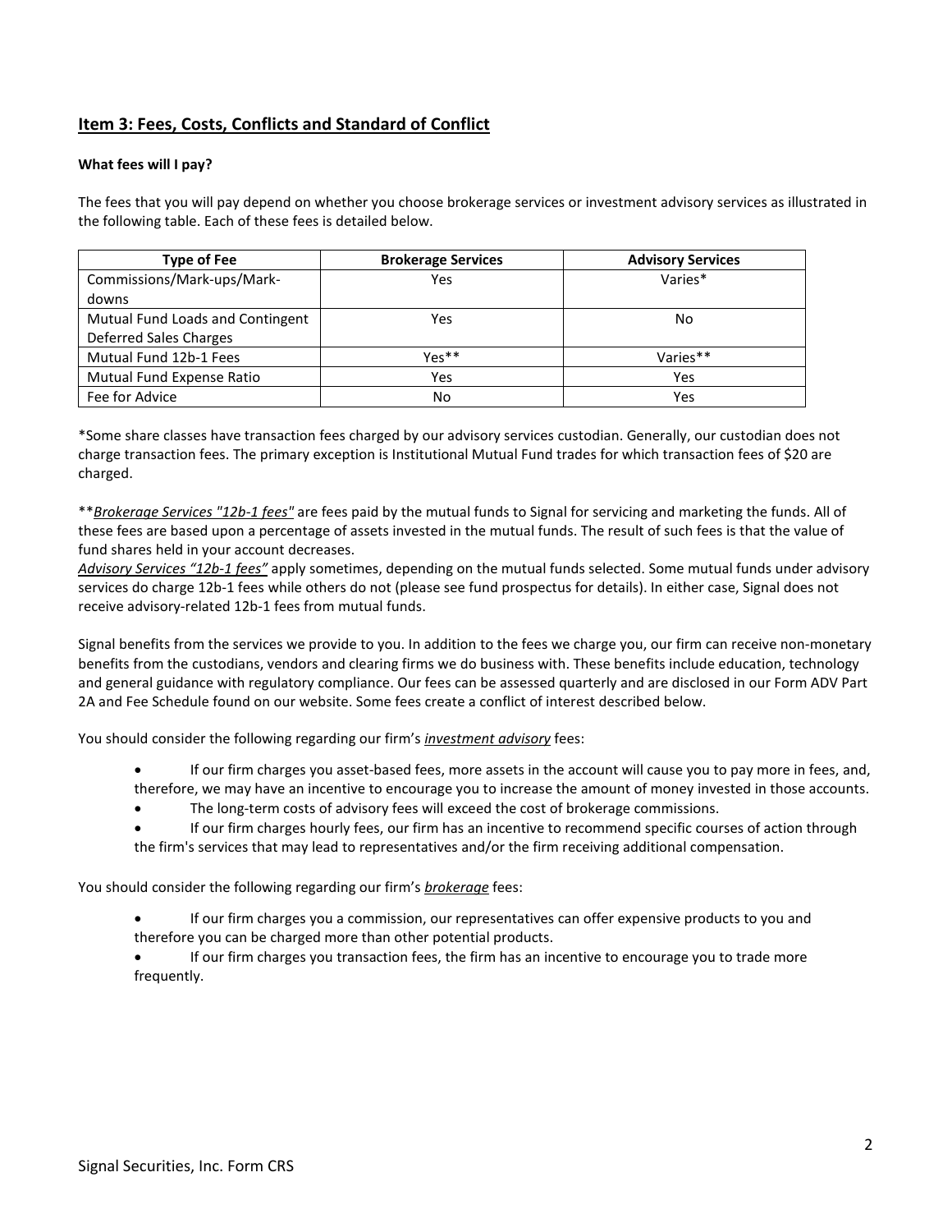## Item 3: Fees, Costs, Conflicts and Standard of Conflict

**What fees will I pay?**

The fees that you will pay depend on whether you choose brokerage services or investment advisory services as illustrated in the following table. Each of these fees is detailed below.

| Type of Fee | Brokerage Services | Advisory Services |
|---|---|---|
| Commissions/Mark-ups/Mark-downs | Yes | Varies* |
| Mutual Fund Loads and Contingent Deferred Sales Charges | Yes | No |
| Mutual Fund 12b-1 Fees | Yes** | Varies** |
| Mutual Fund Expense Ratio | Yes | Yes |
| Fee for Advice | No | Yes |

*Some share classes have transaction fees charged by our advisory services custodian. Generally, our custodian does not charge transaction fees. The primary exception is Institutional Mutual Fund trades for which transaction fees of $20 are charged.

***Brokerage Services "12b-1 fees"* are fees paid by the mutual funds to Signal for servicing and marketing the funds. All of these fees are based upon a percentage of assets invested in the mutual funds. The result of such fees is that the value of fund shares held in your account decreases.
*Advisory Services "12b-1 fees"* apply sometimes, depending on the mutual funds selected. Some mutual funds under advisory services do charge 12b-1 fees while others do not (please see fund prospectus for details). In either case, Signal does not receive advisory-related 12b-1 fees from mutual funds.

Signal benefits from the services we provide to you. In addition to the fees we charge you, our firm can receive non-monetary benefits from the custodians, vendors and clearing firms we do business with. These benefits include education, technology and general guidance with regulatory compliance. Our fees can be assessed quarterly and are disclosed in our Form ADV Part 2A and Fee Schedule found on our website. Some fees create a conflict of interest described below.

You should consider the following regarding our firm's *investment advisory* fees:

- If our firm charges you asset-based fees, more assets in the account will cause you to pay more in fees, and, therefore, we may have an incentive to encourage you to increase the amount of money invested in those accounts.
- The long-term costs of advisory fees will exceed the cost of brokerage commissions.
- If our firm charges hourly fees, our firm has an incentive to recommend specific courses of action through the firm's services that may lead to representatives and/or the firm receiving additional compensation.

You should consider the following regarding our firm's *brokerage* fees:

- If our firm charges you a commission, our representatives can offer expensive products to you and therefore you can be charged more than other potential products.
- If our firm charges you transaction fees, the firm has an incentive to encourage you to trade more frequently.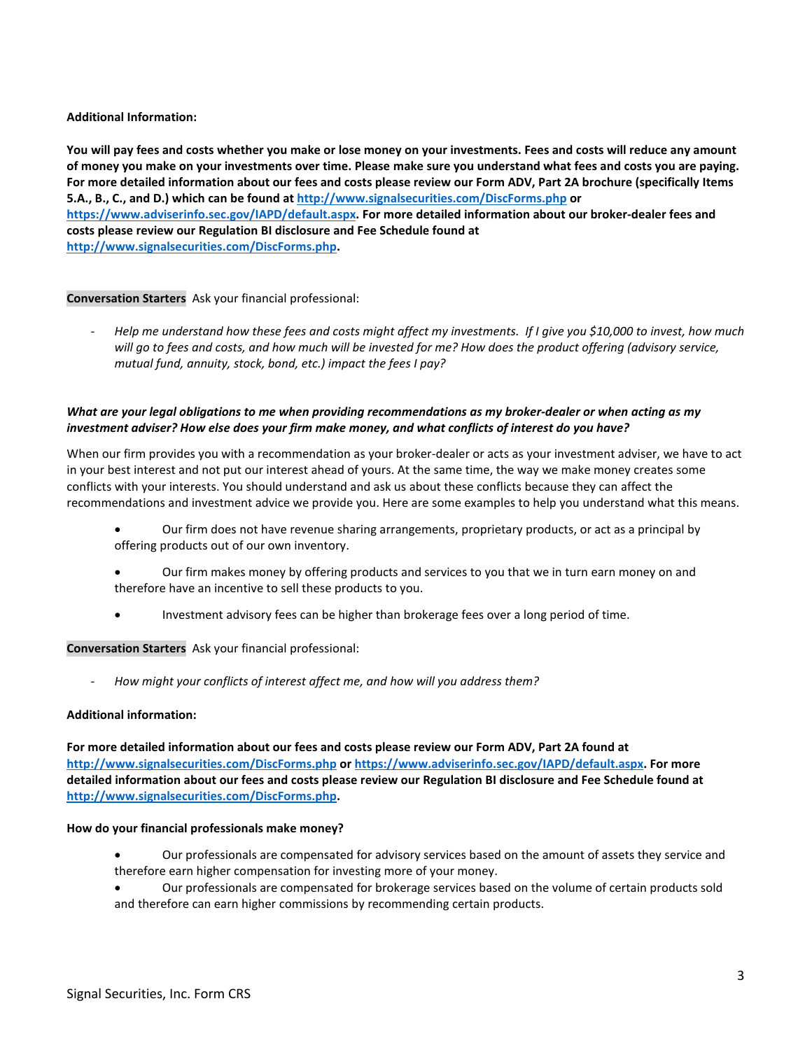**Additional Information:**

**You will pay fees and costs whether you make or lose money on your investments. Fees and costs will reduce any amount of money you make on your investments over time. Please make sure you understand what fees and costs you are paying. For more detailed information about our fees and costs please review our Form ADV, Part 2A brochure (specifically Items 5.A., B., C., and D.) which can be found at [http://www.signalsecurities.com/DiscForms.php](http://www.signalsecurities.com/DiscForms.php) or [https://www.adviserinfo.sec.gov/IAPD/default.aspx](https://www.adviserinfo.sec.gov/IAPD/default.aspx). For more detailed information about our broker-dealer fees and costs please review our Regulation BI disclosure and Fee Schedule found at [http://www.signalsecurities.com/DiscForms.php](http://www.signalsecurities.com/DiscForms.php).**

**Conversation Starters** Ask your financial professional:

- *Help me understand how these fees and costs might affect my investments. If I give you $10,000 to invest, how much will go to fees and costs, and how much will be invested for me? How does the product offering (advisory service, mutual fund, annuity, stock, bond, etc.) impact the fees I pay?*

***What are your legal obligations to me when providing recommendations as my broker-dealer or when acting as my investment adviser? How else does your firm make money, and what conflicts of interest do you have?***

When our firm provides you with a recommendation as your broker-dealer or acts as your investment adviser, we have to act in your best interest and not put our interest ahead of yours. At the same time, the way we make money creates some conflicts with your interests. You should understand and ask us about these conflicts because they can affect the recommendations and investment advice we provide you. Here are some examples to help you understand what this means.

- Our firm does not have revenue sharing arrangements, proprietary products, or act as a principal by offering products out of our own inventory.
- Our firm makes money by offering products and services to you that we in turn earn money on and therefore have an incentive to sell these products to you.
- Investment advisory fees can be higher than brokerage fees over a long period of time.

**Conversation Starters** Ask your financial professional:

- *How might your conflicts of interest affect me, and how will you address them?*

**Additional information:**

**For more detailed information about our fees and costs please review our Form ADV, Part 2A found at [http://www.signalsecurities.com/DiscForms.php](http://www.signalsecurities.com/DiscForms.php) or [https://www.adviserinfo.sec.gov/IAPD/default.aspx](https://www.adviserinfo.sec.gov/IAPD/default.aspx). For more detailed information about our fees and costs please review our Regulation BI disclosure and Fee Schedule found at [http://www.signalsecurities.com/DiscForms.php](http://www.signalsecurities.com/DiscForms.php).**

**How do your financial professionals make money?**

- Our professionals are compensated for advisory services based on the amount of assets they service and therefore earn higher compensation for investing more of your money.
- Our professionals are compensated for brokerage services based on the volume of certain products sold and therefore can earn higher commissions by recommending certain products.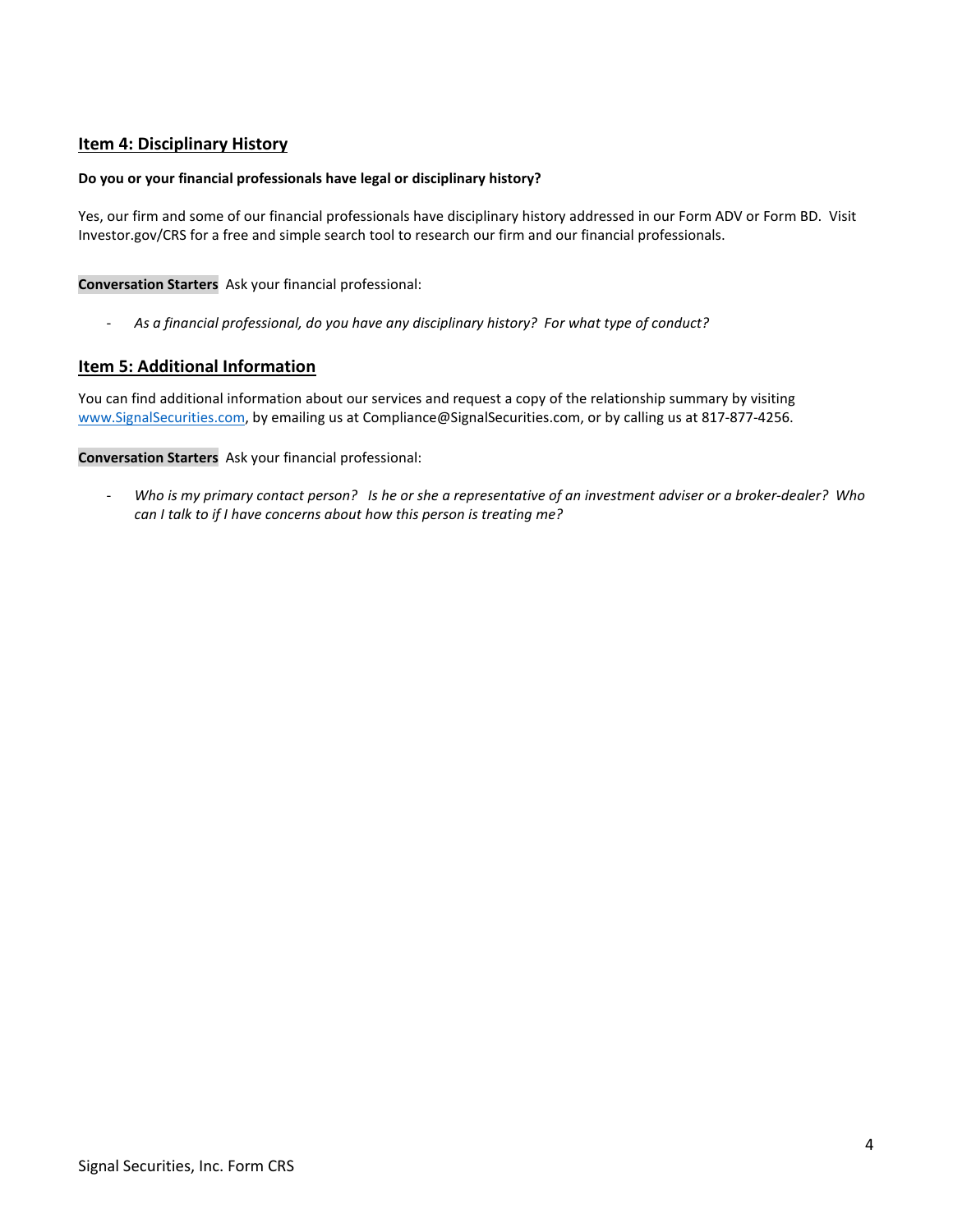## Item 4: Disciplinary History

**Do you or your financial professionals have legal or disciplinary history?**

Yes, our firm and some of our financial professionals have disciplinary history addressed in our Form ADV or Form BD. Visit Investor.gov/CRS for a free and simple search tool to research our firm and our financial professionals.

**Conversation Starters** Ask your financial professional:

- *As a financial professional, do you have any disciplinary history? For what type of conduct?*

## Item 5: Additional Information

You can find additional information about our services and request a copy of the relationship summary by visiting www.SignalSecurities.com, by emailing us at Compliance@SignalSecurities.com, or by calling us at 817-877-4256.

**Conversation Starters** Ask your financial professional:

- *Who is my primary contact person? Is he or she a representative of an investment adviser or a broker-dealer? Who can I talk to if I have concerns about how this person is treating me?*